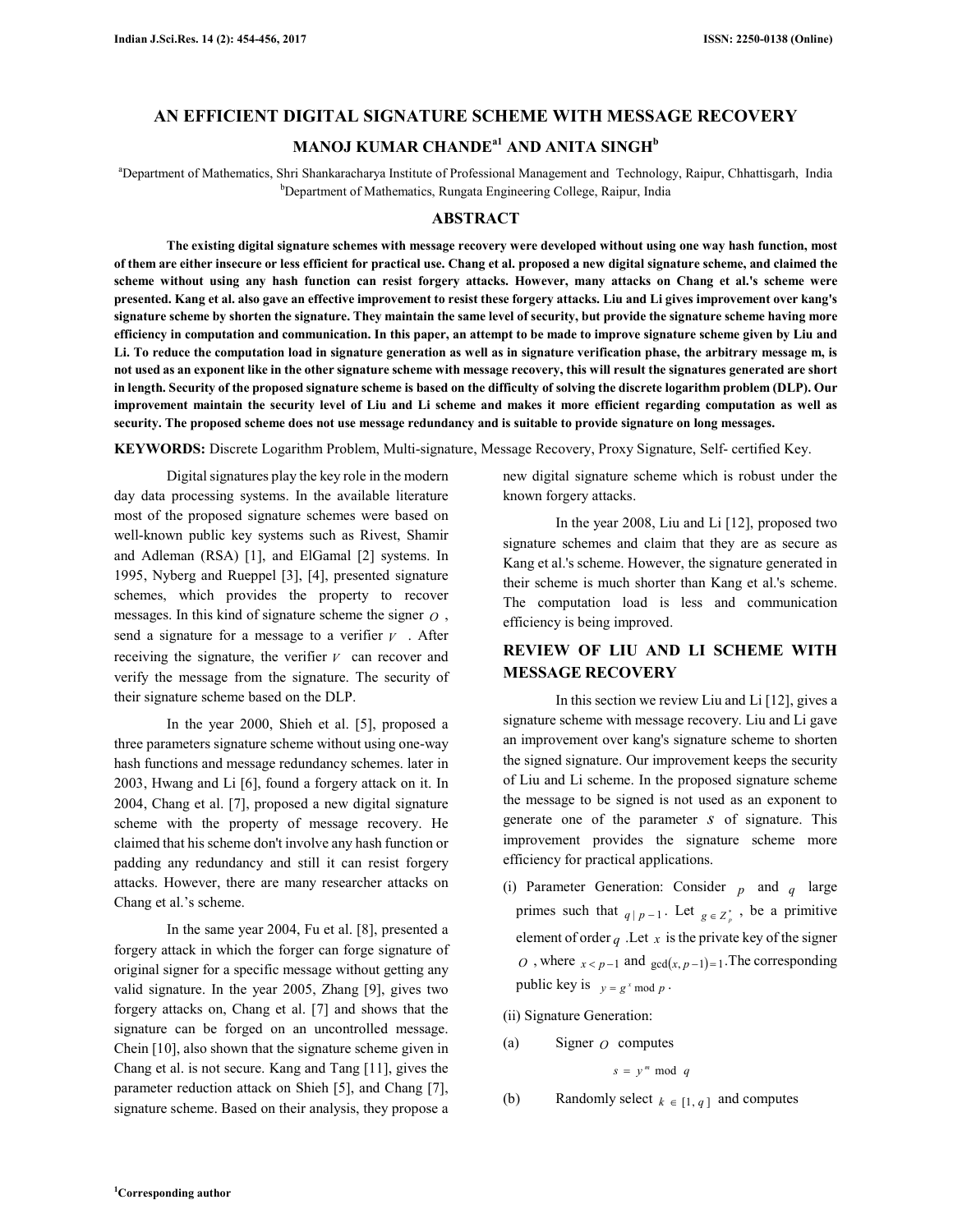# AN EFFICIENT DIGITAL SIGNATURE SCHEME WITH MESSAGE RECOVERY

## MANOJ KUMAR CHANDE[a1] AND ANITA SINGH[b]

[a]Department of Mathematics, Shri Shankaracharya Institute of Professional Management and Technology, Raipur, Chhattisgarh, India
[b]Department of Mathematics, Rungata Engineering College, Raipur, India

## ABSTRACT

**The existing digital signature schemes with message recovery were developed without using one way hash function, most of them are either insecure or less efficient for practical use. Chang et al. proposed a new digital signature scheme, and claimed the scheme without using any hash function can resist forgery attacks. However, many attacks on Chang et al.'s scheme were presented. Kang et al. also gave an effective improvement to resist these forgery attacks. Liu and Li gives improvement over kang's signature scheme by shorten the signature. They maintain the same level of security, but provide the signature scheme having more efficiency in computation and communication. In this paper, an attempt to be made to improve signature scheme given by Liu and Li. To reduce the computation load in signature generation as well as in signature verification phase, the arbitrary message m, is not used as an exponent like in the other signature scheme with message recovery, this will result the signatures generated are short in length. Security of the proposed signature scheme is based on the difficulty of solving the discrete logarithm problem (DLP). Our improvement maintain the security level of Liu and Li scheme and makes it more efficient regarding computation as well as security. The proposed scheme does not use message redundancy and is suitable to provide signature on long messages.**

**KEYWORDS:** Discrete Logarithm Problem, Multi-signature, Message Recovery, Proxy Signature, Self- certified Key.

Digital signatures play the key role in the modern day data processing systems. In the available literature most of the proposed signature schemes were based on well-known public key systems such as Rivest, Shamir and Adleman (RSA) [1], and ElGamal [2] systems. In 1995, Nyberg and Rueppel [3], [4], presented signature schemes, which provides the property to recover messages. In this kind of signature scheme the signer $O$, send a signature for a message to a verifier $V$. After receiving the signature, the verifier $V$ can recover and verify the message from the signature. The security of their signature scheme based on the DLP.

In the year 2000, Shieh et al. [5], proposed a three parameters signature scheme without using one-way hash functions and message redundancy schemes. later in 2003, Hwang and Li [6], found a forgery attack on it. In 2004, Chang et al. [7], proposed a new digital signature scheme with the property of message recovery. He claimed that his scheme don't involve any hash function or padding any redundancy and still it can resist forgery attacks. However, there are many researcher attacks on Chang et al.'s scheme.

In the same year 2004, Fu et al. [8], presented a forgery attack in which the forger can forge signature of original signer for a specific message without getting any valid signature. In the year 2005, Zhang [9], gives two forgery attacks on, Chang et al. [7] and shows that the signature can be forged on an uncontrolled message. Chein [10], also shown that the signature scheme given in Chang et al. is not secure. Kang and Tang [11], gives the parameter reduction attack on Shieh [5], and Chang [7], signature scheme. Based on their analysis, they propose a new digital signature scheme which is robust under the known forgery attacks.

In the year 2008, Liu and Li [12], proposed two signature schemes and claim that they are as secure as Kang et al.'s scheme. However, the signature generated in their scheme is much shorter than Kang et al.'s scheme. The computation load is less and communication efficiency is being improved.

## REVIEW OF LIU AND LI SCHEME WITH MESSAGE RECOVERY

In this section we review Liu and Li [12], gives a signature scheme with message recovery. Liu and Li gave an improvement over kang's signature scheme to shorten the signed signature. Our improvement keeps the security of Liu and Li scheme. In the proposed signature scheme the message to be signed is not used as an exponent to generate one of the parameter $s$ of signature. This improvement provides the signature scheme more efficiency for practical applications.

(i) Parameter Generation: Consider $p$ and $q$ large primes such that $q \mid p-1$. Let $g \in Z_p^*$, be a primitive element of order $q$. Let $x$ is the private key of the signer $O$, where $x < p-1$ and $\gcd(x, p-1) = 1$. The corresponding public key is $y = g^x \bmod p$.

(ii) Signature Generation:

(a) Signer $O$ computes

$$s = y^m \bmod q$$

(b) Randomly select $k \in [1, q]$ and computes

[1]Corresponding author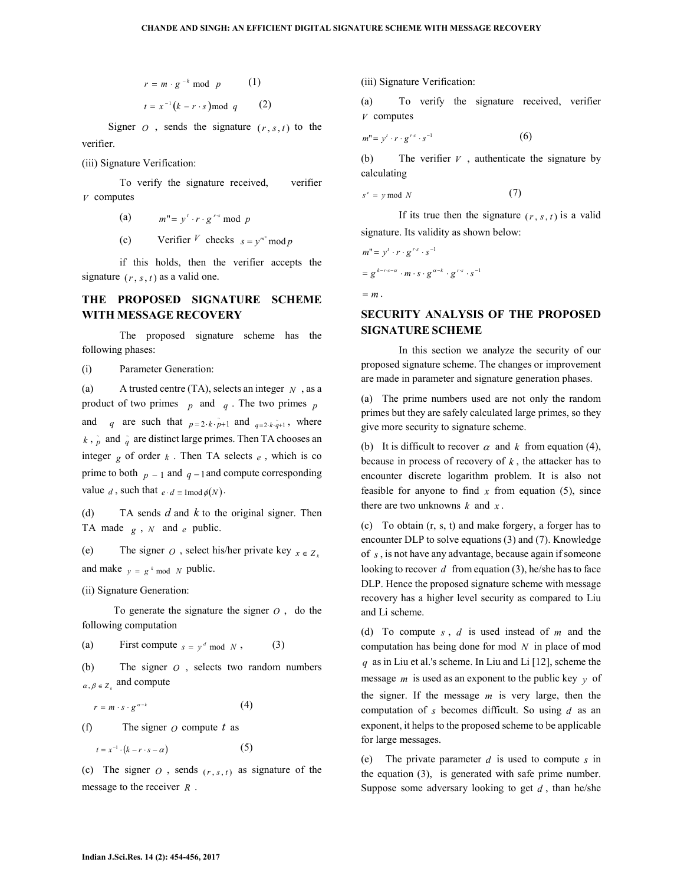$$r = m \cdot g^{-k} \bmod p \qquad (1)$$

$$t = x^{-1}(k - r \cdot s) \bmod q \qquad (2)$$

Signer $O$, sends the signature $(r, s, t)$ to the verifier.

(iii) Signature Verification:

To verify the signature received, verifier $V$ computes

(a) $m" = y^t \cdot r \cdot g^{r \cdot s} \bmod p$

(c) Verifier $V$ checks $s = y^{m"} \bmod p$

if this holds, then the verifier accepts the signature $(r, s, t)$ as a valid one.

## THE PROPOSED SIGNATURE SCHEME WITH MESSAGE RECOVERY

The proposed signature scheme has the following phases:

(i) Parameter Generation:

(a) A trusted centre (TA), selects an integer $N$, as a product of two primes $p$ and $q$. The two primes $p$ and $q$ are such that $p = 2 \cdot k \cdot \tilde{p} + 1$ and $q = 2 \cdot k \cdot \tilde{q} + 1$, where $k$, $\tilde{p}$ and $\tilde{q}$ are distinct large primes. Then TA chooses an integer $g$ of order $k$. Then TA selects $e$, which is co prime to both $p - 1$ and $q - 1$ and compute corresponding value $d$, such that $e \cdot d \equiv 1 \bmod \phi(N)$.

(d) TA sends $d$ and $k$ to the original signer. Then TA made $g$, $N$ and $e$ public.

(e) The signer $O$, select his/her private key $x \in Z_k$ and make $y = g^k \bmod N$ public.

(ii) Signature Generation:

To generate the signature the signer $O$, do the following computation

(a) First compute $s = y^d \bmod N$, $\qquad (3)$

(b) The signer $O$, selects two random numbers $\alpha, \beta \in Z_k$ and compute

$$r = m \cdot s \cdot g^{\alpha - k} \qquad (4)$$

(f) The signer $O$ compute $t$ as

$$t = x^{-1} \cdot (k - r \cdot s - \alpha) \qquad (5)$$

(c) The signer $O$, sends $(r, s, t)$ as signature of the message to the receiver $R$.

(iii) Signature Verification:

(a) To verify the signature received, verifier $V$ computes

$$m" = y^t \cdot r \cdot g^{r \cdot s} \cdot s^{-1} \qquad (6)$$

(b) The verifier $V$, authenticate the signature by calculating

$$s^e = y \bmod N \qquad (7)$$

If its true then the signature $(r, s, t)$ is a valid signature. Its validity as shown below:

$$m" = y^t \cdot r \cdot g^{r \cdot s} \cdot s^{-1}$$

$$= g^{k - r \cdot s - \alpha} \cdot m \cdot s \cdot g^{\alpha - k} \cdot g^{r \cdot s} \cdot s^{-1}$$

$$= m.$$

## SECURITY ANALYSIS OF THE PROPOSED SIGNATURE SCHEME

In this section we analyze the security of our proposed signature scheme. The changes or improvement are made in parameter and signature generation phases.

(a) The prime numbers used are not only the random primes but they are safely calculated large primes, so they give more security to signature scheme.

(b) It is difficult to recover $\alpha$ and $k$ from equation (4), because in process of recovery of $k$, the attacker has to encounter discrete logarithm problem. It is also not feasible for anyone to find $x$ from equation (5), since there are two unknowns $k$ and $x$.

(c) To obtain (r, s, t) and make forgery, a forger has to encounter DLP to solve equations (3) and (7). Knowledge of $s$, is not have any advantage, because again if someone looking to recover $d$ from equation (3), he/she has to face DLP. Hence the proposed signature scheme with message recovery has a higher level security as compared to Liu and Li scheme.

(d) To compute $s$, $d$ is used instead of $m$ and the computation has being done for mod $N$ in place of mod $q$ as in Liu et al.'s scheme. In Liu and Li [12], scheme the message $m$ is used as an exponent to the public key $y$ of the signer. If the message $m$ is very large, then the computation of $s$ becomes difficult. So using $d$ as an exponent, it helps to the proposed scheme to be applicable for large messages.

(e) The private parameter $d$ is used to compute $s$ in the equation (3), is generated with safe prime number. Suppose some adversary looking to get $d$, than he/she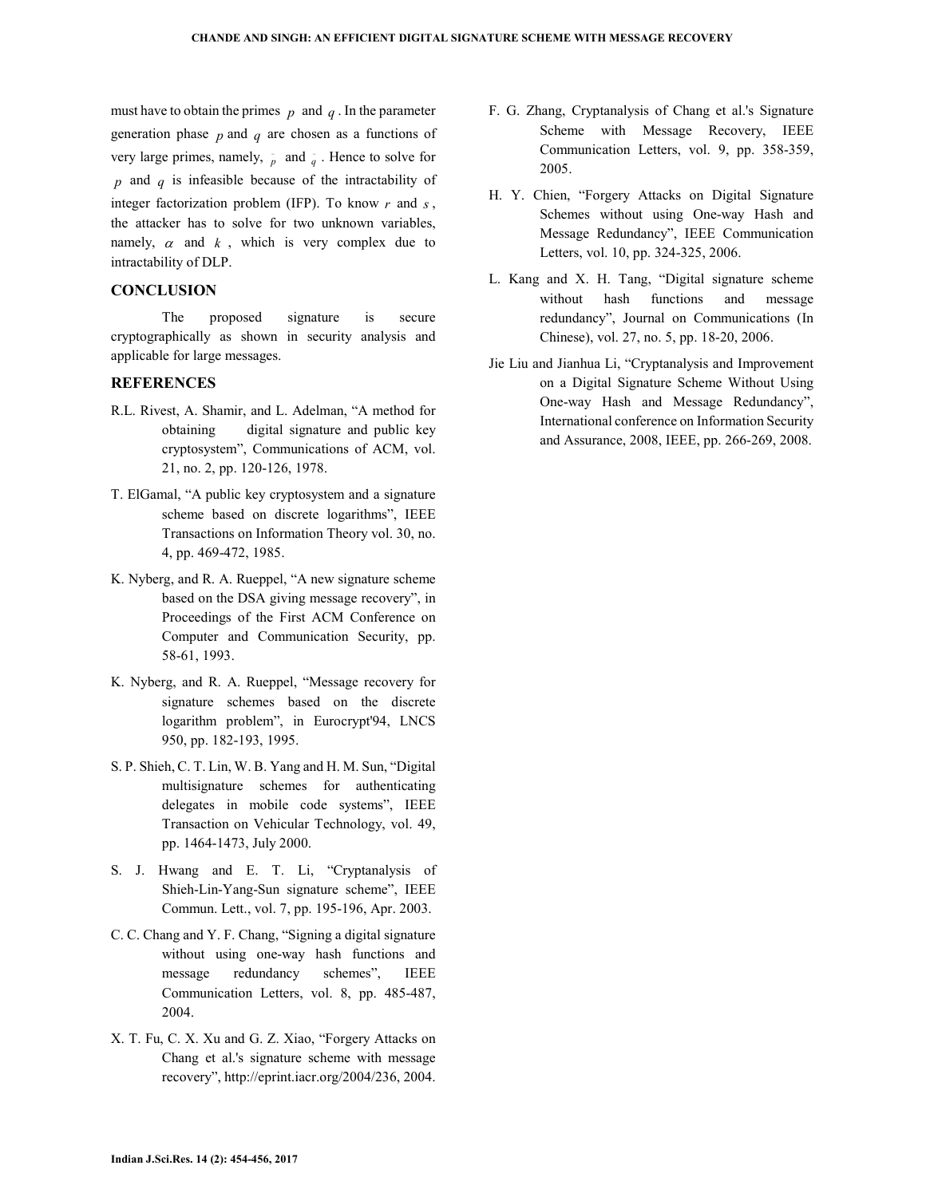must have to obtain the primes $p$ and $q$. In the parameter generation phase $p$ and $q$ are chosen as a functions of very large primes, namely, $\tilde{p}$ and $\tilde{q}$. Hence to solve for $p$ and $q$ is infeasible because of the intractability of integer factorization problem (IFP). To know $r$ and $s$, the attacker has to solve for two unknown variables, namely, $\alpha$ and $k$, which is very complex due to intractability of DLP.

## CONCLUSION

The proposed signature is secure cryptographically as shown in security analysis and applicable for large messages.

## REFERENCES

R.L. Rivest, A. Shamir, and L. Adelman, "A method for obtaining digital signature and public key cryptosystem", Communications of ACM, vol. 21, no. 2, pp. 120-126, 1978.

T. ElGamal, "A public key cryptosystem and a signature scheme based on discrete logarithms", IEEE Transactions on Information Theory vol. 30, no. 4, pp. 469-472, 1985.

K. Nyberg, and R. A. Rueppel, "A new signature scheme based on the DSA giving message recovery", in Proceedings of the First ACM Conference on Computer and Communication Security, pp. 58-61, 1993.

K. Nyberg, and R. A. Rueppel, "Message recovery for signature schemes based on the discrete logarithm problem", in Eurocrypt'94, LNCS 950, pp. 182-193, 1995.

S. P. Shieh, C. T. Lin, W. B. Yang and H. M. Sun, "Digital multisignature schemes for authenticating delegates in mobile code systems", IEEE Transaction on Vehicular Technology, vol. 49, pp. 1464-1473, July 2000.

S. J. Hwang and E. T. Li, "Cryptanalysis of Shieh-Lin-Yang-Sun signature scheme", IEEE Commun. Lett., vol. 7, pp. 195-196, Apr. 2003.

C. C. Chang and Y. F. Chang, "Signing a digital signature without using one-way hash functions and message redundancy schemes", IEEE Communication Letters, vol. 8, pp. 485-487, 2004.

X. T. Fu, C. X. Xu and G. Z. Xiao, "Forgery Attacks on Chang et al.'s signature scheme with message recovery", http://eprint.iacr.org/2004/236, 2004.

F. G. Zhang, Cryptanalysis of Chang et al.'s Signature Scheme with Message Recovery, IEEE Communication Letters, vol. 9, pp. 358-359, 2005.

H. Y. Chien, "Forgery Attacks on Digital Signature Schemes without using One-way Hash and Message Redundancy", IEEE Communication Letters, vol. 10, pp. 324-325, 2006.

L. Kang and X. H. Tang, "Digital signature scheme without hash functions and message redundancy", Journal on Communications (In Chinese), vol. 27, no. 5, pp. 18-20, 2006.

Jie Liu and Jianhua Li, "Cryptanalysis and Improvement on a Digital Signature Scheme Without Using One-way Hash and Message Redundancy", International conference on Information Security and Assurance, 2008, IEEE, pp. 266-269, 2008.